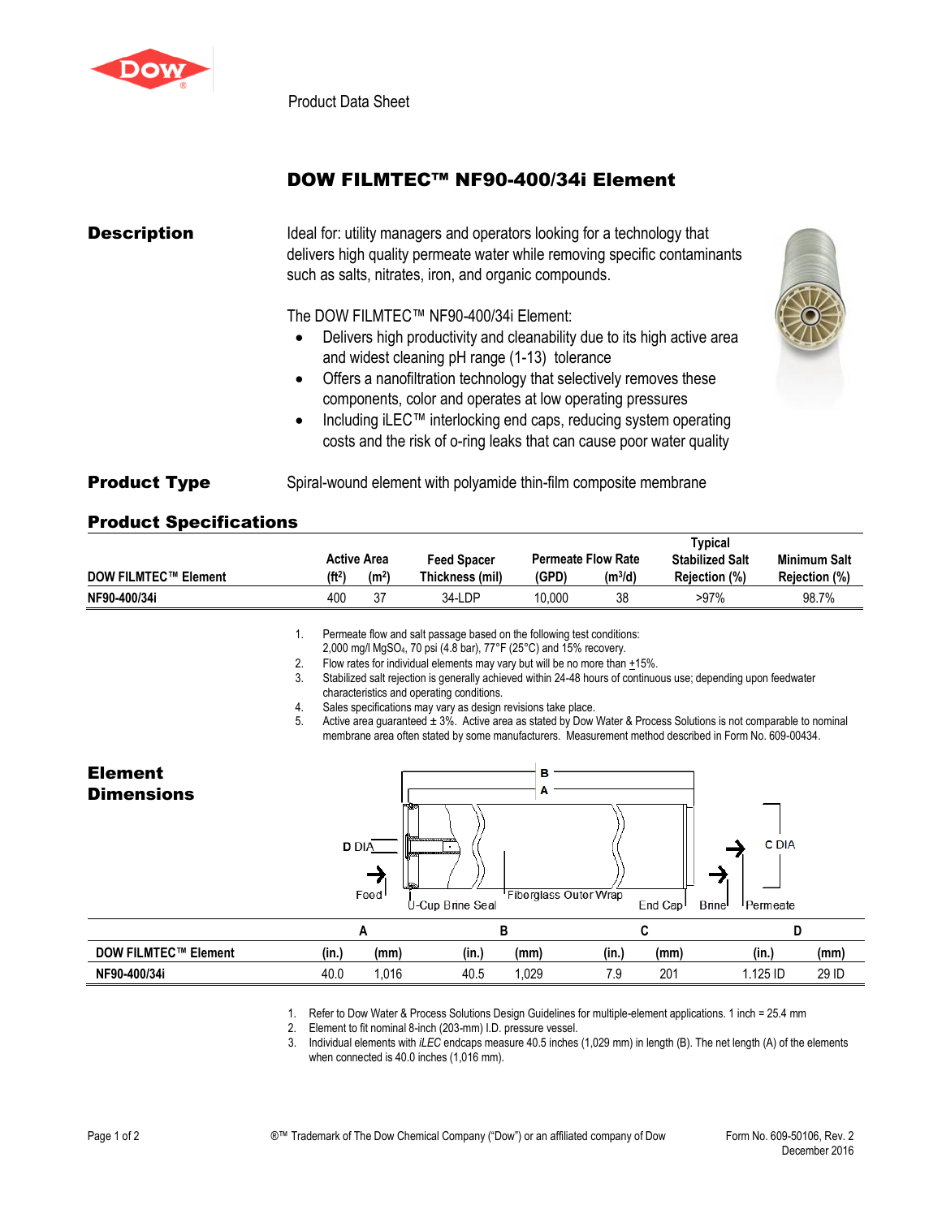Product Data Sheet

# DOW FILMTEC™ NF90-400/34i Element

## Description

Ideal for: utility managers and operators looking for a technology that delivers high quality permeate water while removing specific contaminants such as salts, nitrates, iron, and organic compounds.

The DOW FILMTEC™ NF90-400/34i Element:

- Delivers high productivity and cleanability due to its high active area and widest cleaning pH range (1-13) tolerance
- Offers a nanofiltration technology that selectively removes these components, color and operates at low operating pressures
- Including iLEC™ interlocking end caps, reducing system operating costs and the risk of o-ring leaks that can cause poor water quality

## Product Type

Spiral-wound element with polyamide thin-film composite membrane

## Product Specifications

| DOW FILMTEC™ Element | Active Area ($ft^2$) | Active Area ($m^2$) | Feed Spacer Thickness (mil) | Permeate Flow Rate (GPD) | Permeate Flow Rate ($m^3$/d) | Typical Stabilized Salt Rejection (%) | Minimum Salt Rejection (%) |
|---|---|---|---|---|---|---|---|
| NF90-400/34i | 400 | 37 | 34-LDP | 10,000 | 38 | >97% | 98.7% |

1. Permeate flow and salt passage based on the following test conditions: 2,000 mg/l $MgSO_4$, 70 psi (4.8 bar), 77°F (25°C) and 15% recovery.
2. Flow rates for individual elements may vary but will be no more than ±15%.
3. Stabilized salt rejection is generally achieved within 24-48 hours of continuous use; depending upon feedwater characteristics and operating conditions.
4. Sales specifications may vary as design revisions take place.
5. Active area guaranteed ± 3%. Active area as stated by Dow Water & Process Solutions is not comparable to nominal membrane area often stated by some manufacturers. Measurement method described in Form No. 609-00434.

## Element Dimensions

| DOW FILMTEC™ Element | A (in.) | A (mm) | B (in.) | B (mm) | C (in.) | C (mm) | D (in.) | D (mm) |
|---|---|---|---|---|---|---|---|---|
| NF90-400/34i | 40.0 | 1,016 | 40.5 | 1,029 | 7.9 | 201 | 1.125 ID | 29 ID |

1. Refer to Dow Water & Process Solutions Design Guidelines for multiple-element applications. 1 inch = 25.4 mm
2. Element to fit nominal 8-inch (203-mm) I.D. pressure vessel.
3. Individual elements with *iLEC* endcaps measure 40.5 inches (1,029 mm) in length (B). The net length (A) of the elements when connected is 40.0 inches (1,016 mm).

®™ Trademark of The Dow Chemical Company ("Dow") or an affiliated company of Dow

Form No. 609-50106, Rev. 2
December 2016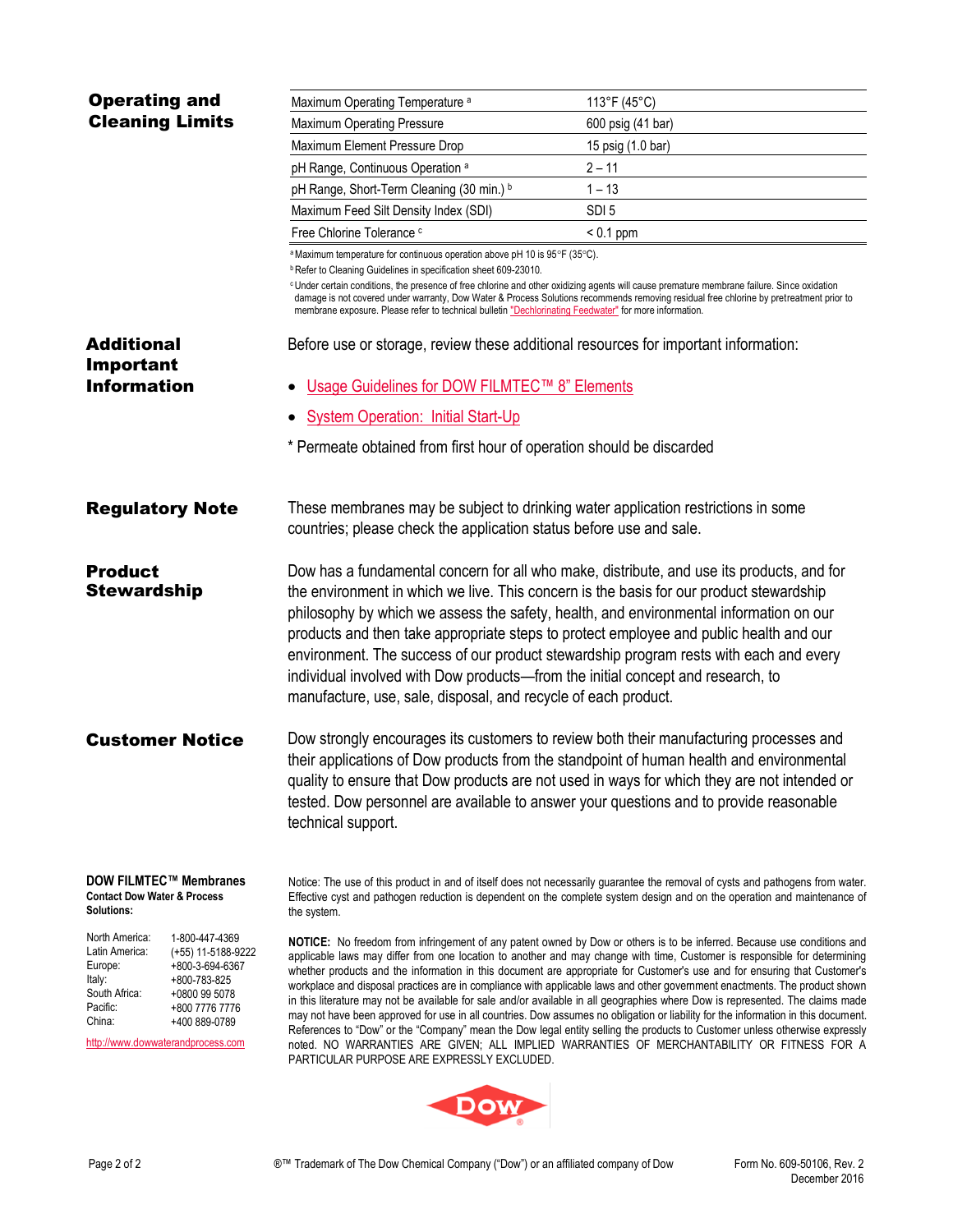## Operating and Cleaning Limits

| | |
|---|---|
| Maximum Operating Temperature [a] | 113°F (45°C) |
| Maximum Operating Pressure | 600 psig (41 bar) |
| Maximum Element Pressure Drop | 15 psig (1.0 bar) |
| pH Range, Continuous Operation [a] | 2 – 11 |
| pH Range, Short-Term Cleaning (30 min.) [b] | 1 – 13 |
| Maximum Feed Silt Density Index (SDI) | SDI 5 |
| Free Chlorine Tolerance [c] | < 0.1 ppm |

[a] Maximum temperature for continuous operation above pH 10 is 95°F (35°C).

[b] Refer to Cleaning Guidelines in specification sheet 609-23010.

[c] Under certain conditions, the presence of free chlorine and other oxidizing agents will cause premature membrane failure. Since oxidation damage is not covered under warranty, Dow Water & Process Solutions recommends removing residual free chlorine by pretreatment prior to membrane exposure. Please refer to technical bulletin "Dechlorinating Feedwater" for more information.

## Additional Important Information

Before use or storage, review these additional resources for important information:

- Usage Guidelines for DOW FILMTEC™ 8" Elements
- System Operation: Initial Start-Up

* Permeate obtained from first hour of operation should be discarded

## Regulatory Note

These membranes may be subject to drinking water application restrictions in some countries; please check the application status before use and sale.

## Product Stewardship

Dow has a fundamental concern for all who make, distribute, and use its products, and for the environment in which we live. This concern is the basis for our product stewardship philosophy by which we assess the safety, health, and environmental information on our products and then take appropriate steps to protect employee and public health and our environment. The success of our product stewardship program rests with each and every individual involved with Dow products—from the initial concept and research, to manufacture, use, sale, disposal, and recycle of each product.

## Customer Notice

Dow strongly encourages its customers to review both their manufacturing processes and their applications of Dow products from the standpoint of human health and environmental quality to ensure that Dow products are not used in ways for which they are not intended or tested. Dow personnel are available to answer your questions and to provide reasonable technical support.

**DOW FILMTEC™ Membranes**

**Contact Dow Water & Process Solutions:**

| | |
|---|---|
| North America: | 1-800-447-4369 |
| Latin America: | (+55) 11-5188-9222 |
| Europe: | +800-3-694-6367 |
| Italy: | +800-783-825 |
| South Africa: | +0800 99 5078 |
| Pacific: | +800 7776 7776 |
| China: | +400 889-0789 |

http://www.dowwaterandprocess.com

Notice: The use of this product in and of itself does not necessarily guarantee the removal of cysts and pathogens from water. Effective cyst and pathogen reduction is dependent on the complete system design and on the operation and maintenance of the system.

**NOTICE:** No freedom from infringement of any patent owned by Dow or others is to be inferred. Because use conditions and applicable laws may differ from one location to another and may change with time, Customer is responsible for determining whether products and the information in this document are appropriate for Customer's use and for ensuring that Customer's workplace and disposal practices are in compliance with applicable laws and other government enactments. The product shown in this literature may not be available for sale and/or available in all geographies where Dow is represented. The claims made may not have been approved for use in all countries. Dow assumes no obligation or liability for the information in this document. References to "Dow" or the "Company" mean the Dow legal entity selling the products to Customer unless otherwise expressly noted. NO WARRANTIES ARE GIVEN; ALL IMPLIED WARRANTIES OF MERCHANTABILITY OR FITNESS FOR A PARTICULAR PURPOSE ARE EXPRESSLY EXCLUDED.

®™ Trademark of The Dow Chemical Company ("Dow") or an affiliated company of Dow

Form No. 609-50106, Rev. 2
December 2016